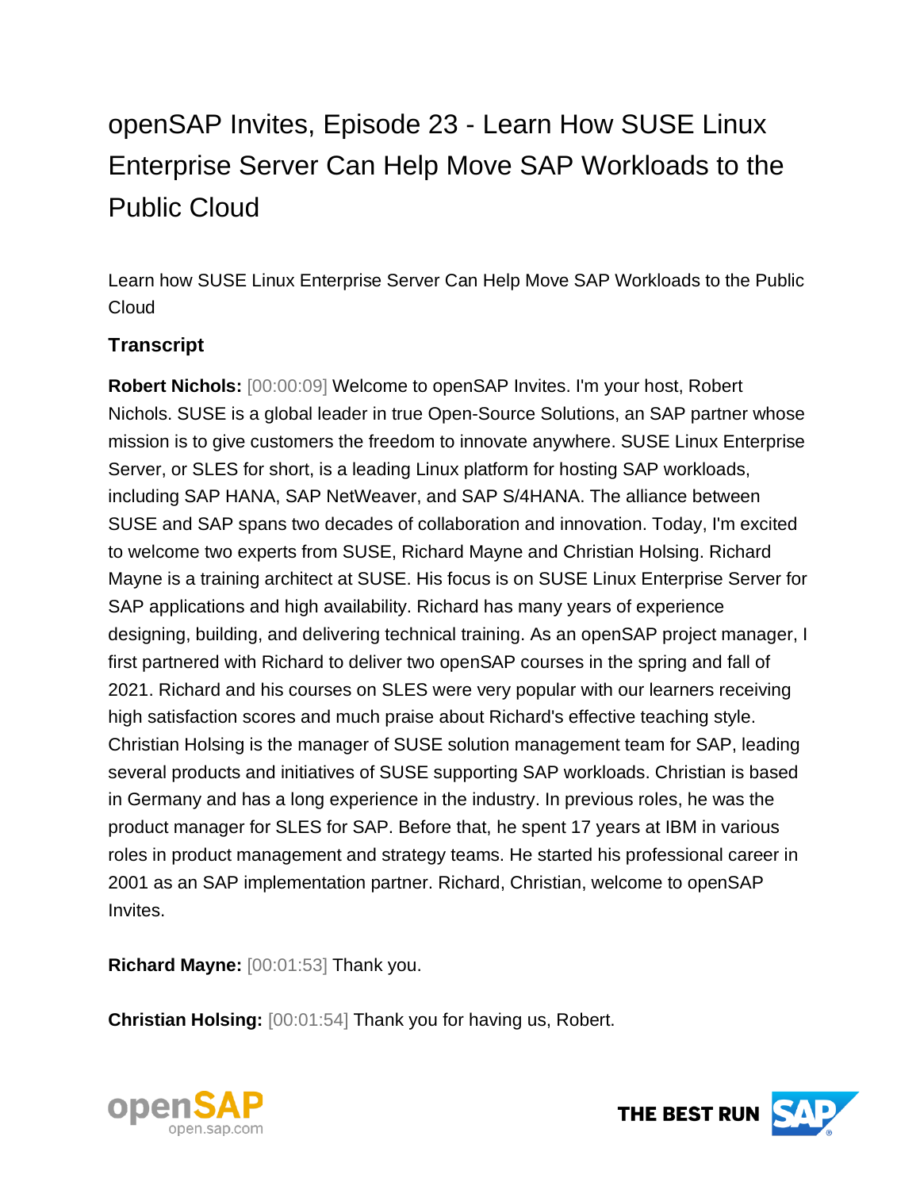# openSAP Invites, Episode 23 - Learn How SUSE Linux Enterprise Server Can Help Move SAP Workloads to the Public Cloud

Learn how SUSE Linux Enterprise Server Can Help Move SAP Workloads to the Public Cloud

### Transcript

**Robert Nichols:** [00:00:09] Welcome to openSAP Invites. I'm your host, Robert Nichols. SUSE is a global leader in true Open-Source Solutions, an SAP partner whose mission is to give customers the freedom to innovate anywhere. SUSE Linux Enterprise Server, or SLES for short, is a leading Linux platform for hosting SAP workloads, including SAP HANA, SAP NetWeaver, and SAP S/4HANA. The alliance between SUSE and SAP spans two decades of collaboration and innovation. Today, I'm excited to welcome two experts from SUSE, Richard Mayne and Christian Holsing. Richard Mayne is a training architect at SUSE. His focus is on SUSE Linux Enterprise Server for SAP applications and high availability. Richard has many years of experience designing, building, and delivering technical training. As an openSAP project manager, I first partnered with Richard to deliver two openSAP courses in the spring and fall of 2021. Richard and his courses on SLES were very popular with our learners receiving high satisfaction scores and much praise about Richard's effective teaching style. Christian Holsing is the manager of SUSE solution management team for SAP, leading several products and initiatives of SUSE supporting SAP workloads. Christian is based in Germany and has a long experience in the industry. In previous roles, he was the product manager for SLES for SAP. Before that, he spent 17 years at IBM in various roles in product management and strategy teams. He started his professional career in 2001 as an SAP implementation partner. Richard, Christian, welcome to openSAP Invites.

**Richard Mayne:** [00:01:53] Thank you.

**Christian Holsing:** [00:01:54] Thank you for having us, Robert.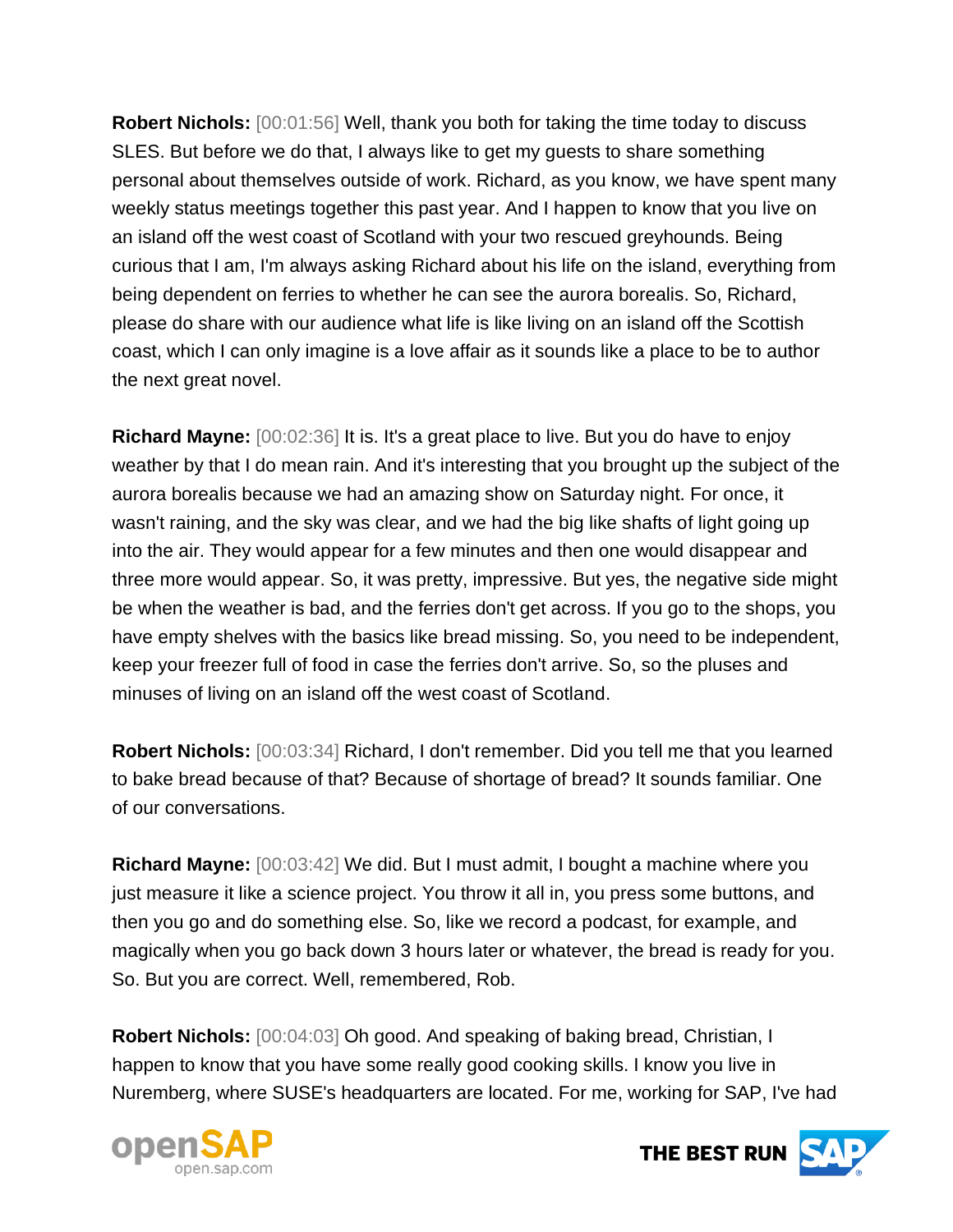**Robert Nichols:** [00:01:56] Well, thank you both for taking the time today to discuss SLES. But before we do that, I always like to get my guests to share something personal about themselves outside of work. Richard, as you know, we have spent many weekly status meetings together this past year. And I happen to know that you live on an island off the west coast of Scotland with your two rescued greyhounds. Being curious that I am, I'm always asking Richard about his life on the island, everything from being dependent on ferries to whether he can see the aurora borealis. So, Richard, please do share with our audience what life is like living on an island off the Scottish coast, which I can only imagine is a love affair as it sounds like a place to be to author the next great novel.

**Richard Mayne:** [00:02:36] It is. It's a great place to live. But you do have to enjoy weather by that I do mean rain. And it's interesting that you brought up the subject of the aurora borealis because we had an amazing show on Saturday night. For once, it wasn't raining, and the sky was clear, and we had the big like shafts of light going up into the air. They would appear for a few minutes and then one would disappear and three more would appear. So, it was pretty, impressive. But yes, the negative side might be when the weather is bad, and the ferries don't get across. If you go to the shops, you have empty shelves with the basics like bread missing. So, you need to be independent, keep your freezer full of food in case the ferries don't arrive. So, so the pluses and minuses of living on an island off the west coast of Scotland.

**Robert Nichols:** [00:03:34] Richard, I don't remember. Did you tell me that you learned to bake bread because of that? Because of shortage of bread? It sounds familiar. One of our conversations.

**Richard Mayne:** [00:03:42] We did. But I must admit, I bought a machine where you just measure it like a science project. You throw it all in, you press some buttons, and then you go and do something else. So, like we record a podcast, for example, and magically when you go back down 3 hours later or whatever, the bread is ready for you. So. But you are correct. Well, remembered, Rob.

**Robert Nichols:** [00:04:03] Oh good. And speaking of baking bread, Christian, I happen to know that you have some really good cooking skills. I know you live in Nuremberg, where SUSE's headquarters are located. For me, working for SAP, I've had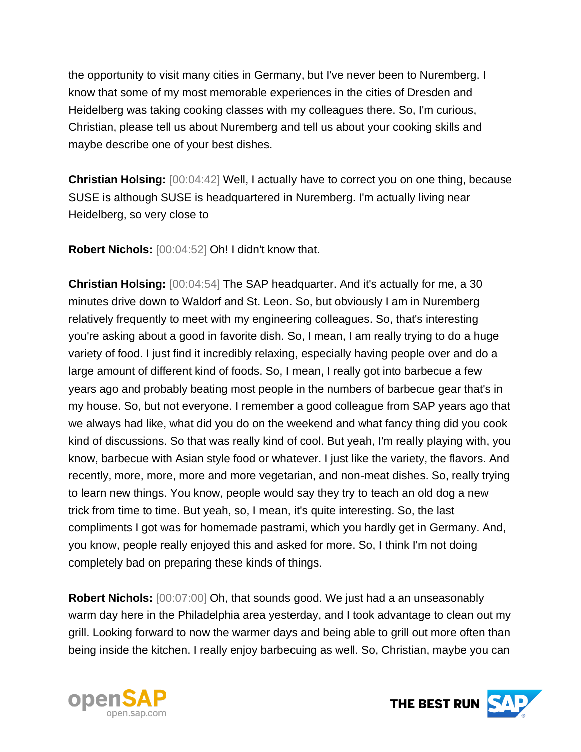the opportunity to visit many cities in Germany, but I've never been to Nuremberg. I know that some of my most memorable experiences in the cities of Dresden and Heidelberg was taking cooking classes with my colleagues there. So, I'm curious, Christian, please tell us about Nuremberg and tell us about your cooking skills and maybe describe one of your best dishes.

**Christian Holsing:** [00:04:42] Well, I actually have to correct you on one thing, because SUSE is although SUSE is headquartered in Nuremberg. I'm actually living near Heidelberg, so very close to

**Robert Nichols:** [00:04:52] Oh! I didn't know that.

**Christian Holsing:** [00:04:54] The SAP headquarter. And it's actually for me, a 30 minutes drive down to Waldorf and St. Leon. So, but obviously I am in Nuremberg relatively frequently to meet with my engineering colleagues. So, that's interesting you're asking about a good in favorite dish. So, I mean, I am really trying to do a huge variety of food. I just find it incredibly relaxing, especially having people over and do a large amount of different kind of foods. So, I mean, I really got into barbecue a few years ago and probably beating most people in the numbers of barbecue gear that's in my house. So, but not everyone. I remember a good colleague from SAP years ago that we always had like, what did you do on the weekend and what fancy thing did you cook kind of discussions. So that was really kind of cool. But yeah, I'm really playing with, you know, barbecue with Asian style food or whatever. I just like the variety, the flavors. And recently, more, more, more and more vegetarian, and non-meat dishes. So, really trying to learn new things. You know, people would say they try to teach an old dog a new trick from time to time. But yeah, so, I mean, it's quite interesting. So, the last compliments I got was for homemade pastrami, which you hardly get in Germany. And, you know, people really enjoyed this and asked for more. So, I think I'm not doing completely bad on preparing these kinds of things.

**Robert Nichols:** [00:07:00] Oh, that sounds good. We just had a an unseasonably warm day here in the Philadelphia area yesterday, and I took advantage to clean out my grill. Looking forward to now the warmer days and being able to grill out more often than being inside the kitchen. I really enjoy barbecuing as well. So, Christian, maybe you can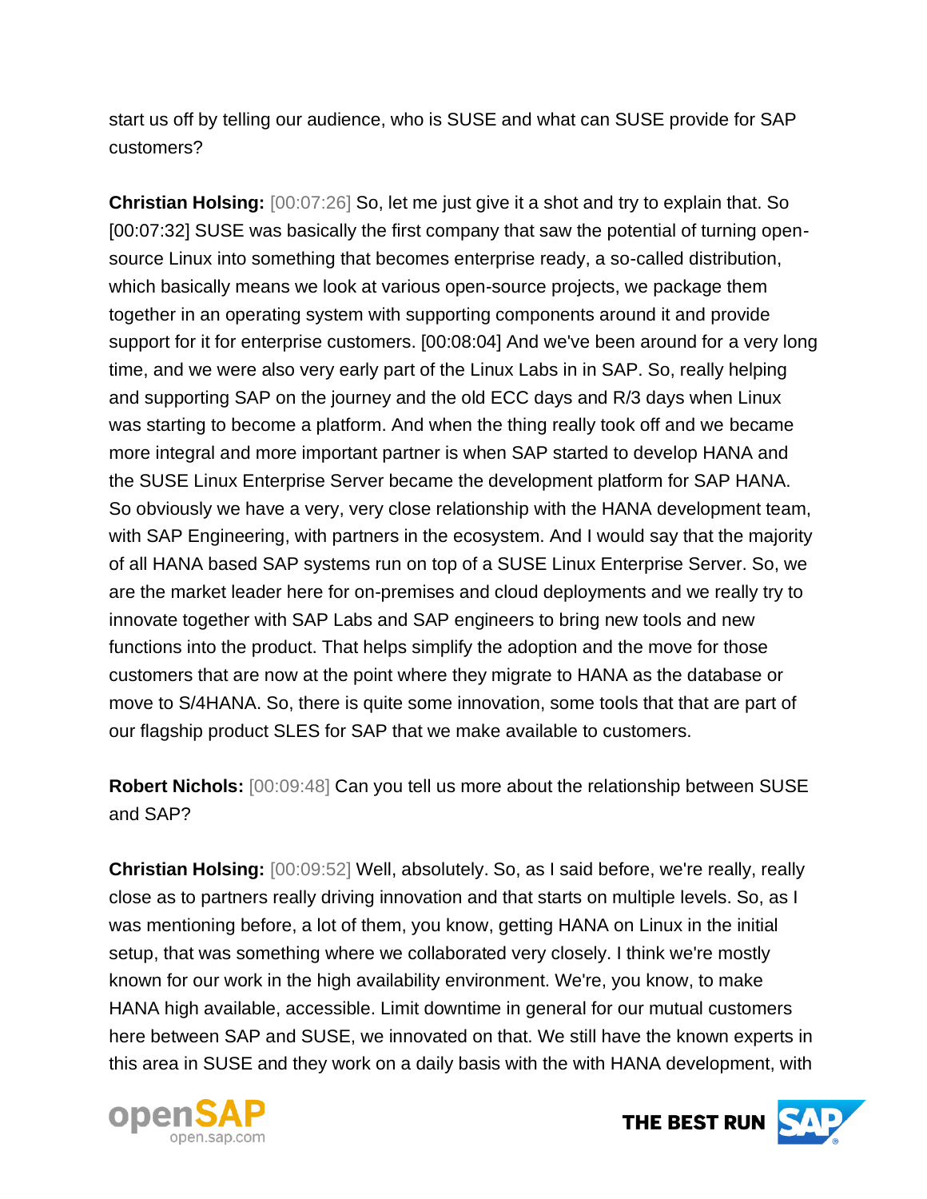start us off by telling our audience, who is SUSE and what can SUSE provide for SAP customers?

**Christian Holsing:** [00:07:26] So, let me just give it a shot and try to explain that. So [00:07:32] SUSE was basically the first company that saw the potential of turning open-source Linux into something that becomes enterprise ready, a so-called distribution, which basically means we look at various open-source projects, we package them together in an operating system with supporting components around it and provide support for it for enterprise customers. [00:08:04] And we've been around for a very long time, and we were also very early part of the Linux Labs in in SAP. So, really helping and supporting SAP on the journey and the old ECC days and R/3 days when Linux was starting to become a platform. And when the thing really took off and we became more integral and more important partner is when SAP started to develop HANA and the SUSE Linux Enterprise Server became the development platform for SAP HANA. So obviously we have a very, very close relationship with the HANA development team, with SAP Engineering, with partners in the ecosystem. And I would say that the majority of all HANA based SAP systems run on top of a SUSE Linux Enterprise Server. So, we are the market leader here for on-premises and cloud deployments and we really try to innovate together with SAP Labs and SAP engineers to bring new tools and new functions into the product. That helps simplify the adoption and the move for those customers that are now at the point where they migrate to HANA as the database or move to S/4HANA. So, there is quite some innovation, some tools that that are part of our flagship product SLES for SAP that we make available to customers.

**Robert Nichols:** [00:09:48] Can you tell us more about the relationship between SUSE and SAP?

**Christian Holsing:** [00:09:52] Well, absolutely. So, as I said before, we're really, really close as to partners really driving innovation and that starts on multiple levels. So, as I was mentioning before, a lot of them, you know, getting HANA on Linux in the initial setup, that was something where we collaborated very closely. I think we're mostly known for our work in the high availability environment. We're, you know, to make HANA high available, accessible. Limit downtime in general for our mutual customers here between SAP and SUSE, we innovated on that. We still have the known experts in this area in SUSE and they work on a daily basis with the with HANA development, with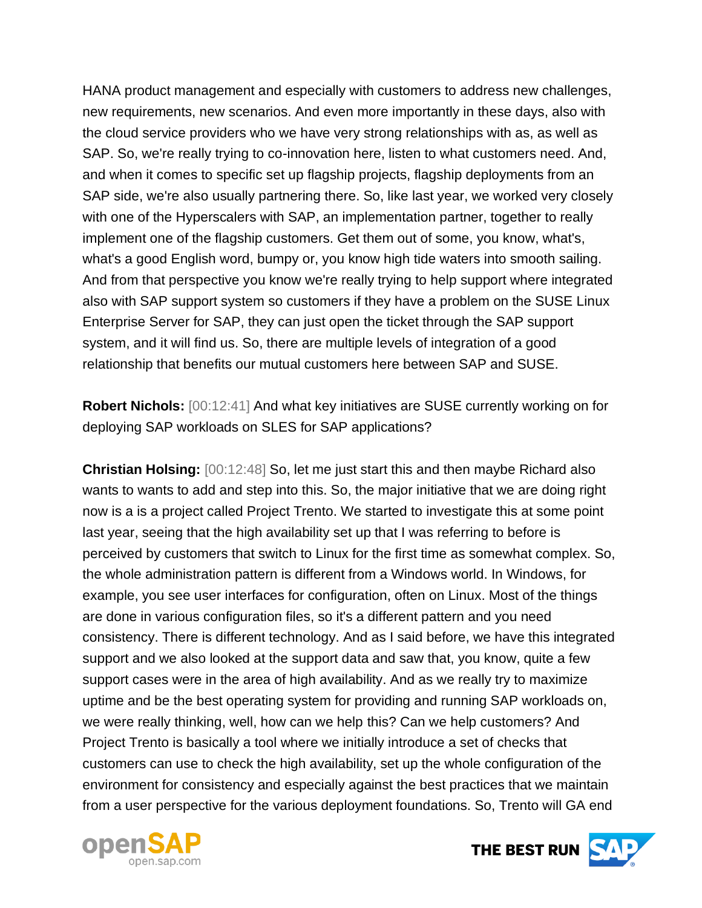HANA product management and especially with customers to address new challenges, new requirements, new scenarios. And even more importantly in these days, also with the cloud service providers who we have very strong relationships with as, as well as SAP. So, we're really trying to co-innovation here, listen to what customers need. And, and when it comes to specific set up flagship projects, flagship deployments from an SAP side, we're also usually partnering there. So, like last year, we worked very closely with one of the Hyperscalers with SAP, an implementation partner, together to really implement one of the flagship customers. Get them out of some, you know, what's, what's a good English word, bumpy or, you know high tide waters into smooth sailing. And from that perspective you know we're really trying to help support where integrated also with SAP support system so customers if they have a problem on the SUSE Linux Enterprise Server for SAP, they can just open the ticket through the SAP support system, and it will find us. So, there are multiple levels of integration of a good relationship that benefits our mutual customers here between SAP and SUSE.

**Robert Nichols:** [00:12:41] And what key initiatives are SUSE currently working on for deploying SAP workloads on SLES for SAP applications?

**Christian Holsing:** [00:12:48] So, let me just start this and then maybe Richard also wants to wants to add and step into this. So, the major initiative that we are doing right now is a is a project called Project Trento. We started to investigate this at some point last year, seeing that the high availability set up that I was referring to before is perceived by customers that switch to Linux for the first time as somewhat complex. So, the whole administration pattern is different from a Windows world. In Windows, for example, you see user interfaces for configuration, often on Linux. Most of the things are done in various configuration files, so it's a different pattern and you need consistency. There is different technology. And as I said before, we have this integrated support and we also looked at the support data and saw that, you know, quite a few support cases were in the area of high availability. And as we really try to maximize uptime and be the best operating system for providing and running SAP workloads on, we were really thinking, well, how can we help this? Can we help customers? And Project Trento is basically a tool where we initially introduce a set of checks that customers can use to check the high availability, set up the whole configuration of the environment for consistency and especially against the best practices that we maintain from a user perspective for the various deployment foundations. So, Trento will GA end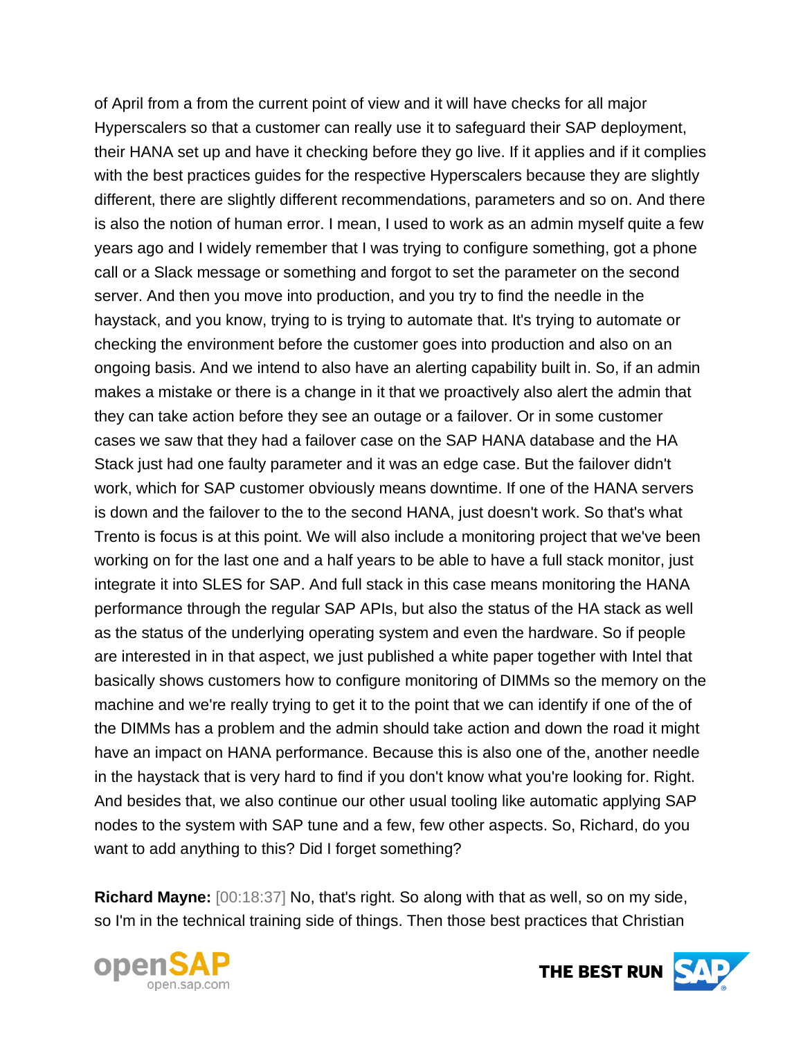of April from a from the current point of view and it will have checks for all major Hyperscalers so that a customer can really use it to safeguard their SAP deployment, their HANA set up and have it checking before they go live. If it applies and if it complies with the best practices guides for the respective Hyperscalers because they are slightly different, there are slightly different recommendations, parameters and so on. And there is also the notion of human error. I mean, I used to work as an admin myself quite a few years ago and I widely remember that I was trying to configure something, got a phone call or a Slack message or something and forgot to set the parameter on the second server. And then you move into production, and you try to find the needle in the haystack, and you know, trying to is trying to automate that. It's trying to automate or checking the environment before the customer goes into production and also on an ongoing basis. And we intend to also have an alerting capability built in. So, if an admin makes a mistake or there is a change in it that we proactively also alert the admin that they can take action before they see an outage or a failover. Or in some customer cases we saw that they had a failover case on the SAP HANA database and the HA Stack just had one faulty parameter and it was an edge case. But the failover didn't work, which for SAP customer obviously means downtime. If one of the HANA servers is down and the failover to the to the second HANA, just doesn't work. So that's what Trento is focus is at this point. We will also include a monitoring project that we've been working on for the last one and a half years to be able to have a full stack monitor, just integrate it into SLES for SAP. And full stack in this case means monitoring the HANA performance through the regular SAP APIs, but also the status of the HA stack as well as the status of the underlying operating system and even the hardware. So if people are interested in in that aspect, we just published a white paper together with Intel that basically shows customers how to configure monitoring of DIMMs so the memory on the machine and we're really trying to get it to the point that we can identify if one of the of the DIMMs has a problem and the admin should take action and down the road it might have an impact on HANA performance. Because this is also one of the, another needle in the haystack that is very hard to find if you don't know what you're looking for. Right. And besides that, we also continue our other usual tooling like automatic applying SAP nodes to the system with SAP tune and a few, few other aspects. So, Richard, do you want to add anything to this? Did I forget something?

**Richard Mayne:** [00:18:37] No, that's right. So along with that as well, so on my side, so I'm in the technical training side of things. Then those best practices that Christian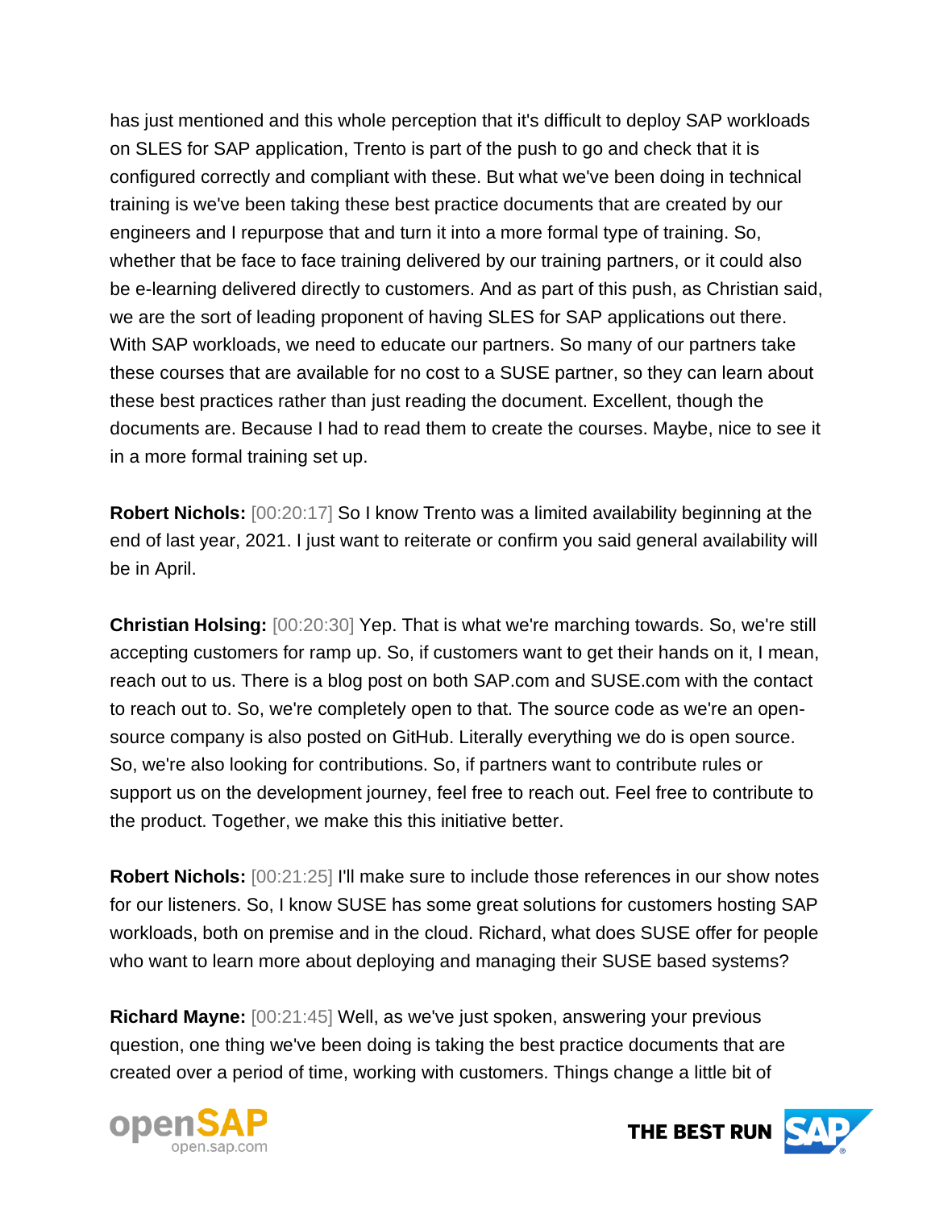has just mentioned and this whole perception that it's difficult to deploy SAP workloads on SLES for SAP application, Trento is part of the push to go and check that it is configured correctly and compliant with these. But what we've been doing in technical training is we've been taking these best practice documents that are created by our engineers and I repurpose that and turn it into a more formal type of training. So, whether that be face to face training delivered by our training partners, or it could also be e-learning delivered directly to customers. And as part of this push, as Christian said, we are the sort of leading proponent of having SLES for SAP applications out there. With SAP workloads, we need to educate our partners. So many of our partners take these courses that are available for no cost to a SUSE partner, so they can learn about these best practices rather than just reading the document. Excellent, though the documents are. Because I had to read them to create the courses. Maybe, nice to see it in a more formal training set up.

**Robert Nichols:** [00:20:17] So I know Trento was a limited availability beginning at the end of last year, 2021. I just want to reiterate or confirm you said general availability will be in April.

**Christian Holsing:** [00:20:30] Yep. That is what we're marching towards. So, we're still accepting customers for ramp up. So, if customers want to get their hands on it, I mean, reach out to us. There is a blog post on both SAP.com and SUSE.com with the contact to reach out to. So, we're completely open to that. The source code as we're an open-source company is also posted on GitHub. Literally everything we do is open source. So, we're also looking for contributions. So, if partners want to contribute rules or support us on the development journey, feel free to reach out. Feel free to contribute to the product. Together, we make this this initiative better.

**Robert Nichols:** [00:21:25] I'll make sure to include those references in our show notes for our listeners. So, I know SUSE has some great solutions for customers hosting SAP workloads, both on premise and in the cloud. Richard, what does SUSE offer for people who want to learn more about deploying and managing their SUSE based systems?

**Richard Mayne:** [00:21:45] Well, as we've just spoken, answering your previous question, one thing we've been doing is taking the best practice documents that are created over a period of time, working with customers. Things change a little bit of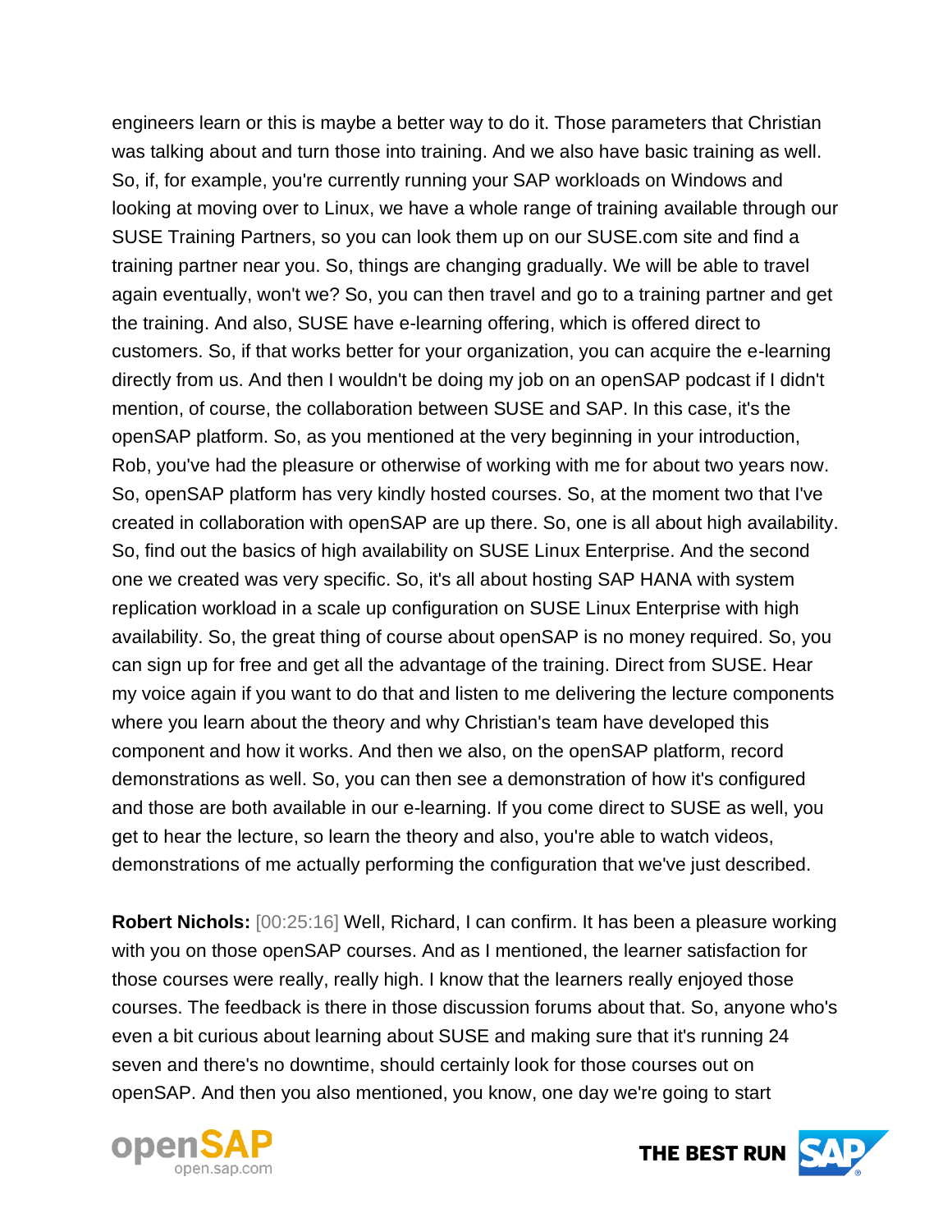engineers learn or this is maybe a better way to do it. Those parameters that Christian was talking about and turn those into training. And we also have basic training as well. So, if, for example, you're currently running your SAP workloads on Windows and looking at moving over to Linux, we have a whole range of training available through our SUSE Training Partners, so you can look them up on our SUSE.com site and find a training partner near you. So, things are changing gradually. We will be able to travel again eventually, won't we? So, you can then travel and go to a training partner and get the training. And also, SUSE have e-learning offering, which is offered direct to customers. So, if that works better for your organization, you can acquire the e-learning directly from us. And then I wouldn't be doing my job on an openSAP podcast if I didn't mention, of course, the collaboration between SUSE and SAP. In this case, it's the openSAP platform. So, as you mentioned at the very beginning in your introduction, Rob, you've had the pleasure or otherwise of working with me for about two years now. So, openSAP platform has very kindly hosted courses. So, at the moment two that I've created in collaboration with openSAP are up there. So, one is all about high availability. So, find out the basics of high availability on SUSE Linux Enterprise. And the second one we created was very specific. So, it's all about hosting SAP HANA with system replication workload in a scale up configuration on SUSE Linux Enterprise with high availability. So, the great thing of course about openSAP is no money required. So, you can sign up for free and get all the advantage of the training. Direct from SUSE. Hear my voice again if you want to do that and listen to me delivering the lecture components where you learn about the theory and why Christian's team have developed this component and how it works. And then we also, on the openSAP platform, record demonstrations as well. So, you can then see a demonstration of how it's configured and those are both available in our e-learning. If you come direct to SUSE as well, you get to hear the lecture, so learn the theory and also, you're able to watch videos, demonstrations of me actually performing the configuration that we've just described.

**Robert Nichols:** [00:25:16] Well, Richard, I can confirm. It has been a pleasure working with you on those openSAP courses. And as I mentioned, the learner satisfaction for those courses were really, really high. I know that the learners really enjoyed those courses. The feedback is there in those discussion forums about that. So, anyone who's even a bit curious about learning about SUSE and making sure that it's running 24 seven and there's no downtime, should certainly look for those courses out on openSAP. And then you also mentioned, you know, one day we're going to start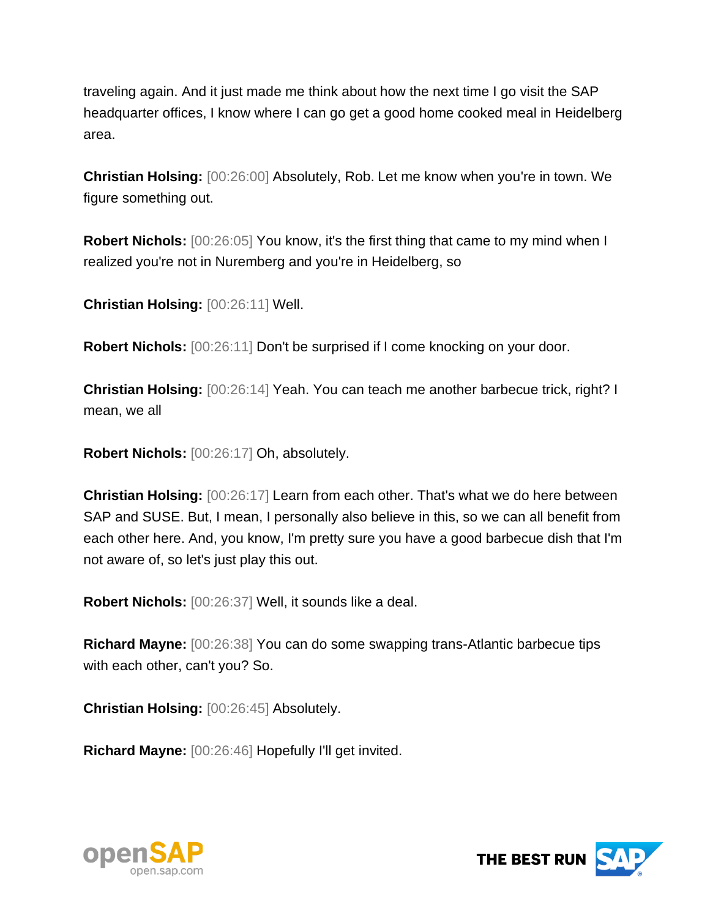traveling again. And it just made me think about how the next time I go visit the SAP headquarter offices, I know where I can go get a good home cooked meal in Heidelberg area.

**Christian Holsing:** [00:26:00] Absolutely, Rob. Let me know when you're in town. We figure something out.

**Robert Nichols:** [00:26:05] You know, it's the first thing that came to my mind when I realized you're not in Nuremberg and you're in Heidelberg, so

**Christian Holsing:** [00:26:11] Well.

**Robert Nichols:** [00:26:11] Don't be surprised if I come knocking on your door.

**Christian Holsing:** [00:26:14] Yeah. You can teach me another barbecue trick, right? I mean, we all

**Robert Nichols:** [00:26:17] Oh, absolutely.

**Christian Holsing:** [00:26:17] Learn from each other. That's what we do here between SAP and SUSE. But, I mean, I personally also believe in this, so we can all benefit from each other here. And, you know, I'm pretty sure you have a good barbecue dish that I'm not aware of, so let's just play this out.

**Robert Nichols:** [00:26:37] Well, it sounds like a deal.

**Richard Mayne:** [00:26:38] You can do some swapping trans-Atlantic barbecue tips with each other, can't you? So.

**Christian Holsing:** [00:26:45] Absolutely.

**Richard Mayne:** [00:26:46] Hopefully I'll get invited.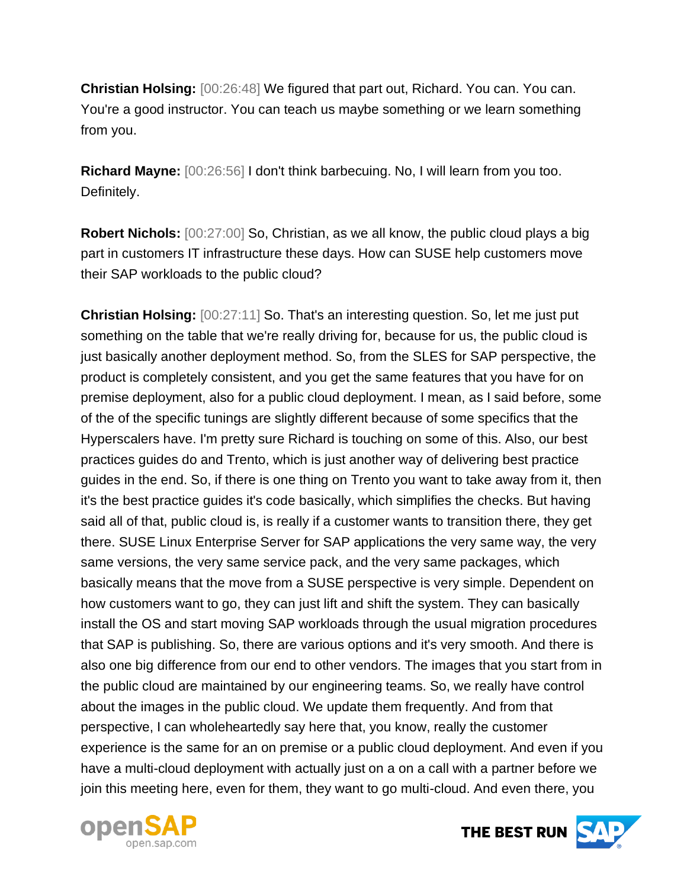**Christian Holsing:** [00:26:48] We figured that part out, Richard. You can. You can. You're a good instructor. You can teach us maybe something or we learn something from you.

**Richard Mayne:** [00:26:56] I don't think barbecuing. No, I will learn from you too. Definitely.

**Robert Nichols:** [00:27:00] So, Christian, as we all know, the public cloud plays a big part in customers IT infrastructure these days. How can SUSE help customers move their SAP workloads to the public cloud?

**Christian Holsing:** [00:27:11] So. That's an interesting question. So, let me just put something on the table that we're really driving for, because for us, the public cloud is just basically another deployment method. So, from the SLES for SAP perspective, the product is completely consistent, and you get the same features that you have for on premise deployment, also for a public cloud deployment. I mean, as I said before, some of the of the specific tunings are slightly different because of some specifics that the Hyperscalers have. I'm pretty sure Richard is touching on some of this. Also, our best practices guides do and Trento, which is just another way of delivering best practice guides in the end. So, if there is one thing on Trento you want to take away from it, then it's the best practice guides it's code basically, which simplifies the checks. But having said all of that, public cloud is, is really if a customer wants to transition there, they get there. SUSE Linux Enterprise Server for SAP applications the very same way, the very same versions, the very same service pack, and the very same packages, which basically means that the move from a SUSE perspective is very simple. Dependent on how customers want to go, they can just lift and shift the system. They can basically install the OS and start moving SAP workloads through the usual migration procedures that SAP is publishing. So, there are various options and it's very smooth. And there is also one big difference from our end to other vendors. The images that you start from in the public cloud are maintained by our engineering teams. So, we really have control about the images in the public cloud. We update them frequently. And from that perspective, I can wholeheartedly say here that, you know, really the customer experience is the same for an on premise or a public cloud deployment. And even if you have a multi-cloud deployment with actually just on a on a call with a partner before we join this meeting here, even for them, they want to go multi-cloud. And even there, you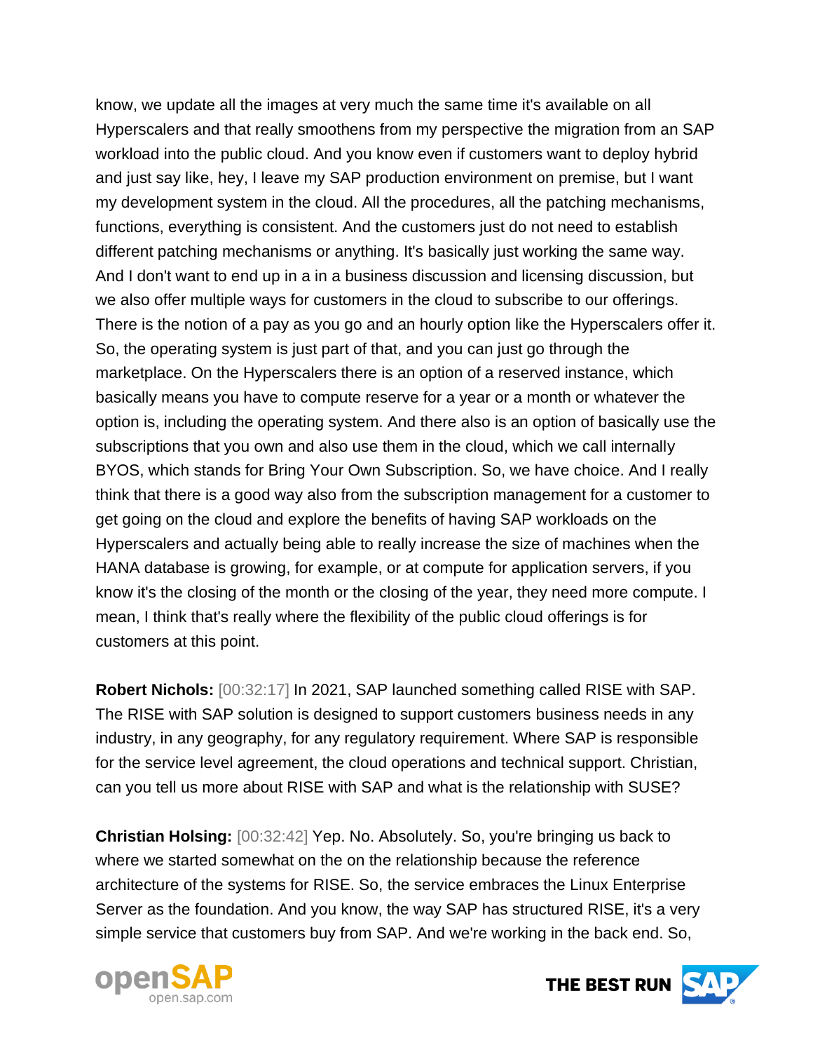know, we update all the images at very much the same time it's available on all Hyperscalers and that really smoothens from my perspective the migration from an SAP workload into the public cloud. And you know even if customers want to deploy hybrid and just say like, hey, I leave my SAP production environment on premise, but I want my development system in the cloud. All the procedures, all the patching mechanisms, functions, everything is consistent. And the customers just do not need to establish different patching mechanisms or anything. It's basically just working the same way. And I don't want to end up in a in a business discussion and licensing discussion, but we also offer multiple ways for customers in the cloud to subscribe to our offerings. There is the notion of a pay as you go and an hourly option like the Hyperscalers offer it. So, the operating system is just part of that, and you can just go through the marketplace. On the Hyperscalers there is an option of a reserved instance, which basically means you have to compute reserve for a year or a month or whatever the option is, including the operating system. And there also is an option of basically use the subscriptions that you own and also use them in the cloud, which we call internally BYOS, which stands for Bring Your Own Subscription. So, we have choice. And I really think that there is a good way also from the subscription management for a customer to get going on the cloud and explore the benefits of having SAP workloads on the Hyperscalers and actually being able to really increase the size of machines when the HANA database is growing, for example, or at compute for application servers, if you know it's the closing of the month or the closing of the year, they need more compute. I mean, I think that's really where the flexibility of the public cloud offerings is for customers at this point.

**Robert Nichols:** [00:32:17] In 2021, SAP launched something called RISE with SAP. The RISE with SAP solution is designed to support customers business needs in any industry, in any geography, for any regulatory requirement. Where SAP is responsible for the service level agreement, the cloud operations and technical support. Christian, can you tell us more about RISE with SAP and what is the relationship with SUSE?

**Christian Holsing:** [00:32:42] Yep. No. Absolutely. So, you're bringing us back to where we started somewhat on the on the relationship because the reference architecture of the systems for RISE. So, the service embraces the Linux Enterprise Server as the foundation. And you know, the way SAP has structured RISE, it's a very simple service that customers buy from SAP. And we're working in the back end. So,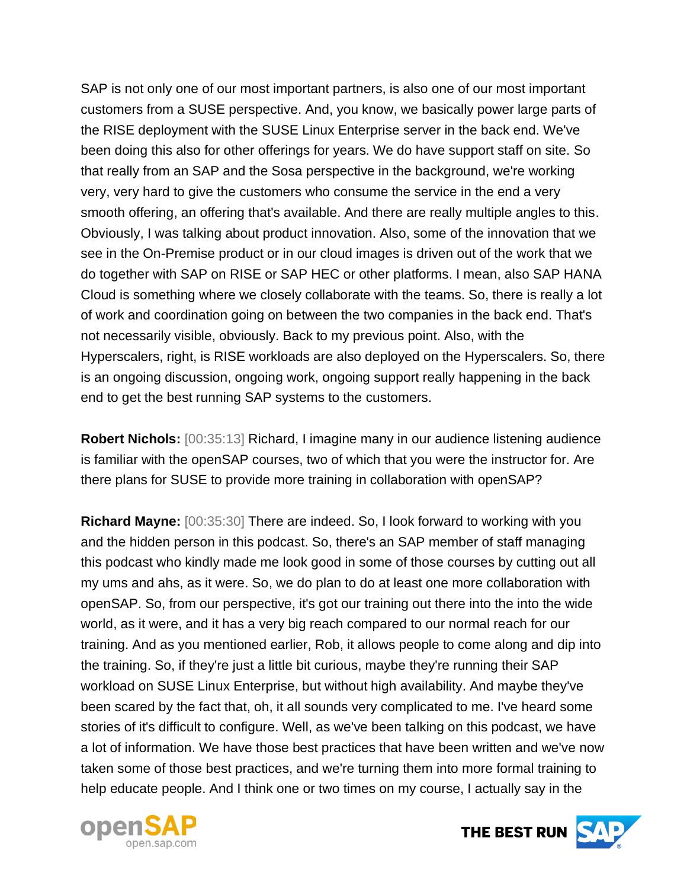SAP is not only one of our most important partners, is also one of our most important customers from a SUSE perspective. And, you know, we basically power large parts of the RISE deployment with the SUSE Linux Enterprise server in the back end. We've been doing this also for other offerings for years. We do have support staff on site. So that really from an SAP and the Sosa perspective in the background, we're working very, very hard to give the customers who consume the service in the end a very smooth offering, an offering that's available. And there are really multiple angles to this. Obviously, I was talking about product innovation. Also, some of the innovation that we see in the On-Premise product or in our cloud images is driven out of the work that we do together with SAP on RISE or SAP HEC or other platforms. I mean, also SAP HANA Cloud is something where we closely collaborate with the teams. So, there is really a lot of work and coordination going on between the two companies in the back end. That's not necessarily visible, obviously. Back to my previous point. Also, with the Hyperscalers, right, is RISE workloads are also deployed on the Hyperscalers. So, there is an ongoing discussion, ongoing work, ongoing support really happening in the back end to get the best running SAP systems to the customers.

**Robert Nichols:** [00:35:13] Richard, I imagine many in our audience listening audience is familiar with the openSAP courses, two of which that you were the instructor for. Are there plans for SUSE to provide more training in collaboration with openSAP?

**Richard Mayne:** [00:35:30] There are indeed. So, I look forward to working with you and the hidden person in this podcast. So, there's an SAP member of staff managing this podcast who kindly made me look good in some of those courses by cutting out all my ums and ahs, as it were. So, we do plan to do at least one more collaboration with openSAP. So, from our perspective, it's got our training out there into the into the wide world, as it were, and it has a very big reach compared to our normal reach for our training. And as you mentioned earlier, Rob, it allows people to come along and dip into the training. So, if they're just a little bit curious, maybe they're running their SAP workload on SUSE Linux Enterprise, but without high availability. And maybe they've been scared by the fact that, oh, it all sounds very complicated to me. I've heard some stories of it's difficult to configure. Well, as we've been talking on this podcast, we have a lot of information. We have those best practices that have been written and we've now taken some of those best practices, and we're turning them into more formal training to help educate people. And I think one or two times on my course, I actually say in the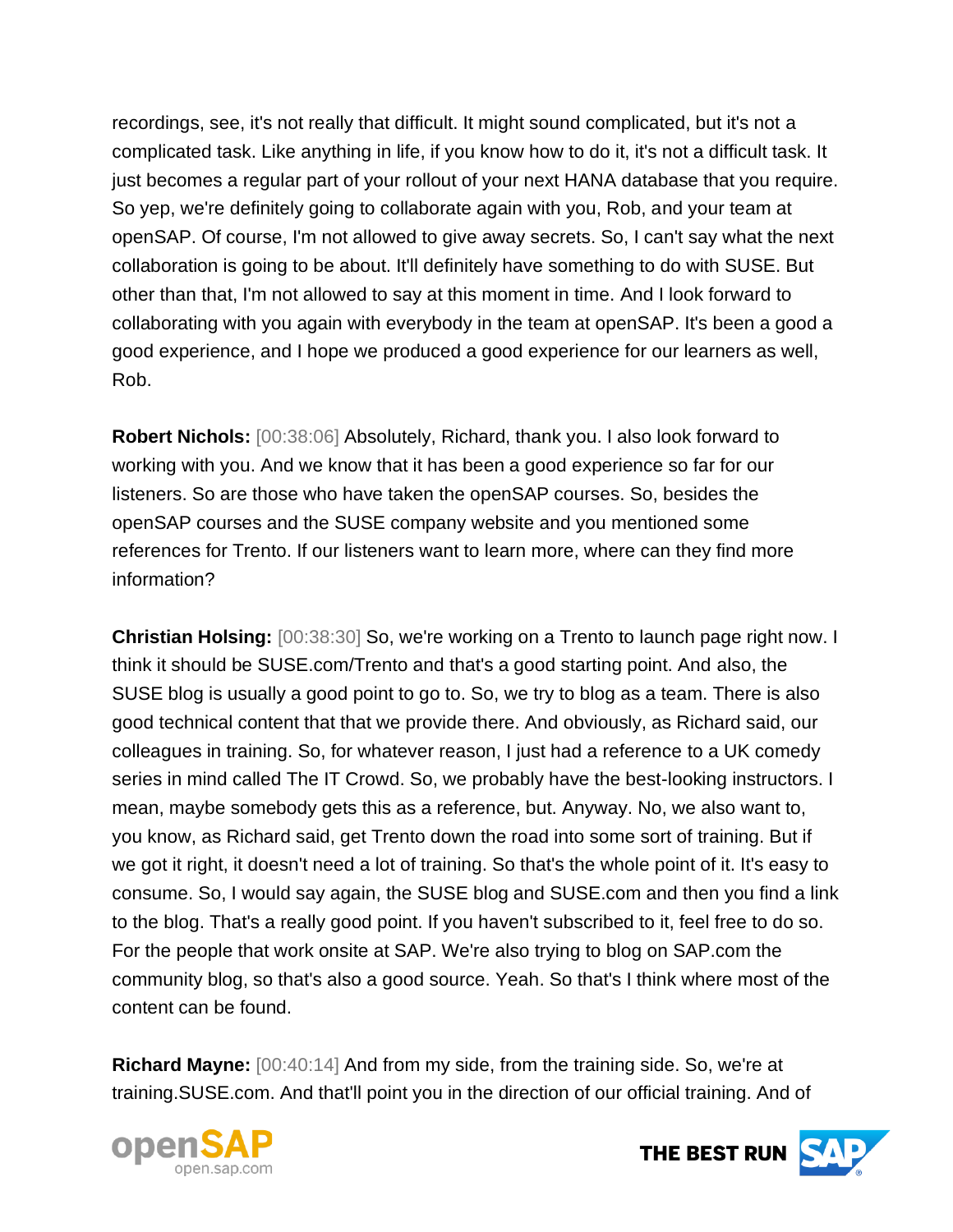recordings, see, it's not really that difficult. It might sound complicated, but it's not a complicated task. Like anything in life, if you know how to do it, it's not a difficult task. It just becomes a regular part of your rollout of your next HANA database that you require. So yep, we're definitely going to collaborate again with you, Rob, and your team at openSAP. Of course, I'm not allowed to give away secrets. So, I can't say what the next collaboration is going to be about. It'll definitely have something to do with SUSE. But other than that, I'm not allowed to say at this moment in time. And I look forward to collaborating with you again with everybody in the team at openSAP. It's been a good a good experience, and I hope we produced a good experience for our learners as well, Rob.

**Robert Nichols:** [00:38:06] Absolutely, Richard, thank you. I also look forward to working with you. And we know that it has been a good experience so far for our listeners. So are those who have taken the openSAP courses. So, besides the openSAP courses and the SUSE company website and you mentioned some references for Trento. If our listeners want to learn more, where can they find more information?

**Christian Holsing:** [00:38:30] So, we're working on a Trento to launch page right now. I think it should be SUSE.com/Trento and that's a good starting point. And also, the SUSE blog is usually a good point to go to. So, we try to blog as a team. There is also good technical content that that we provide there. And obviously, as Richard said, our colleagues in training. So, for whatever reason, I just had a reference to a UK comedy series in mind called The IT Crowd. So, we probably have the best-looking instructors. I mean, maybe somebody gets this as a reference, but. Anyway. No, we also want to, you know, as Richard said, get Trento down the road into some sort of training. But if we got it right, it doesn't need a lot of training. So that's the whole point of it. It's easy to consume. So, I would say again, the SUSE blog and SUSE.com and then you find a link to the blog. That's a really good point. If you haven't subscribed to it, feel free to do so. For the people that work onsite at SAP. We're also trying to blog on SAP.com the community blog, so that's also a good source. Yeah. So that's I think where most of the content can be found.

**Richard Mayne:** [00:40:14] And from my side, from the training side. So, we're at training.SUSE.com. And that'll point you in the direction of our official training. And of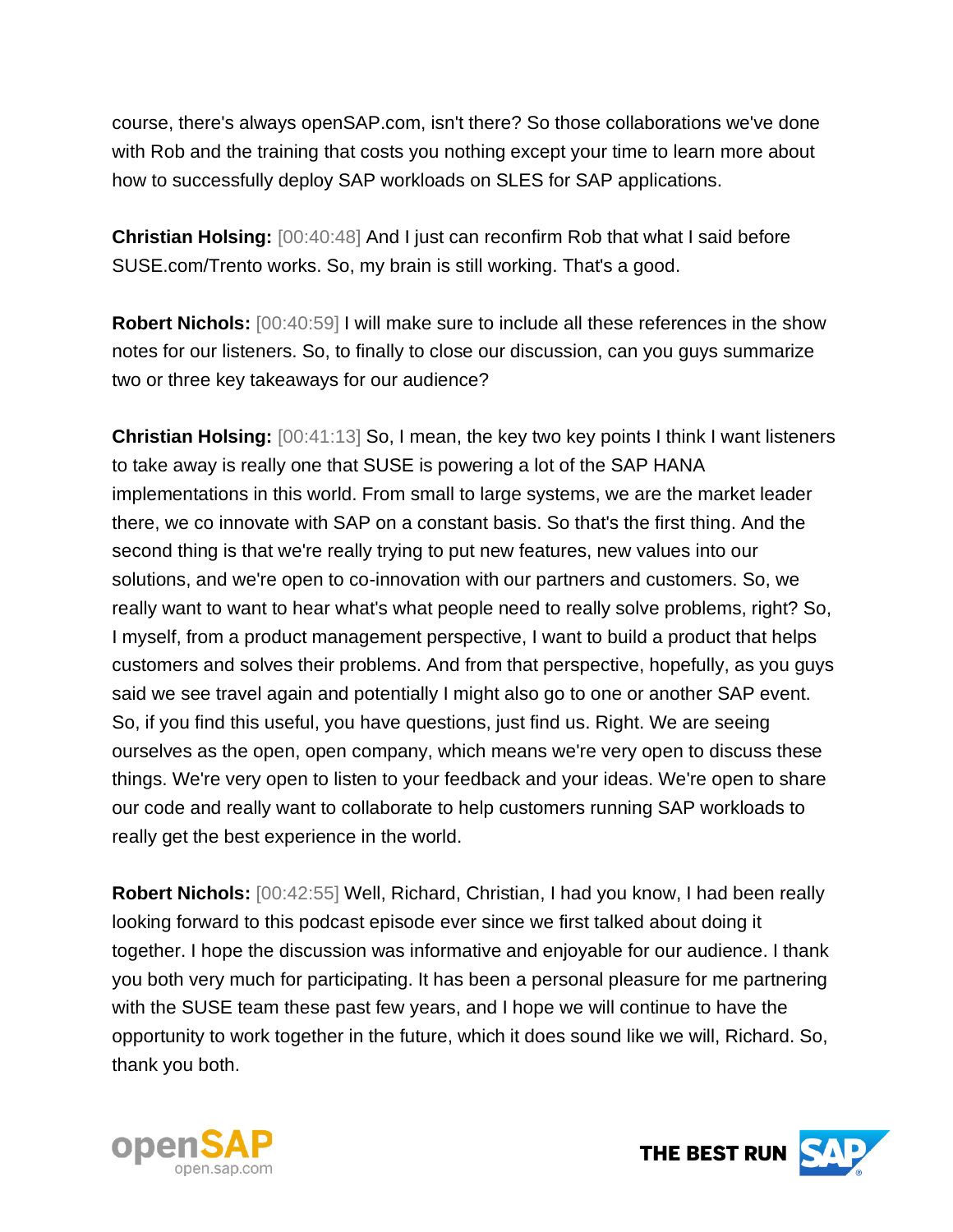course, there's always openSAP.com, isn't there? So those collaborations we've done with Rob and the training that costs you nothing except your time to learn more about how to successfully deploy SAP workloads on SLES for SAP applications.

**Christian Holsing:** [00:40:48] And I just can reconfirm Rob that what I said before SUSE.com/Trento works. So, my brain is still working. That's a good.

**Robert Nichols:** [00:40:59] I will make sure to include all these references in the show notes for our listeners. So, to finally to close our discussion, can you guys summarize two or three key takeaways for our audience?

**Christian Holsing:** [00:41:13] So, I mean, the key two key points I think I want listeners to take away is really one that SUSE is powering a lot of the SAP HANA implementations in this world. From small to large systems, we are the market leader there, we co innovate with SAP on a constant basis. So that's the first thing. And the second thing is that we're really trying to put new features, new values into our solutions, and we're open to co-innovation with our partners and customers. So, we really want to want to hear what's what people need to really solve problems, right? So, I myself, from a product management perspective, I want to build a product that helps customers and solves their problems. And from that perspective, hopefully, as you guys said we see travel again and potentially I might also go to one or another SAP event. So, if you find this useful, you have questions, just find us. Right. We are seeing ourselves as the open, open company, which means we're very open to discuss these things. We're very open to listen to your feedback and your ideas. We're open to share our code and really want to collaborate to help customers running SAP workloads to really get the best experience in the world.

**Robert Nichols:** [00:42:55] Well, Richard, Christian, I had you know, I had been really looking forward to this podcast episode ever since we first talked about doing it together. I hope the discussion was informative and enjoyable for our audience. I thank you both very much for participating. It has been a personal pleasure for me partnering with the SUSE team these past few years, and I hope we will continue to have the opportunity to work together in the future, which it does sound like we will, Richard. So, thank you both.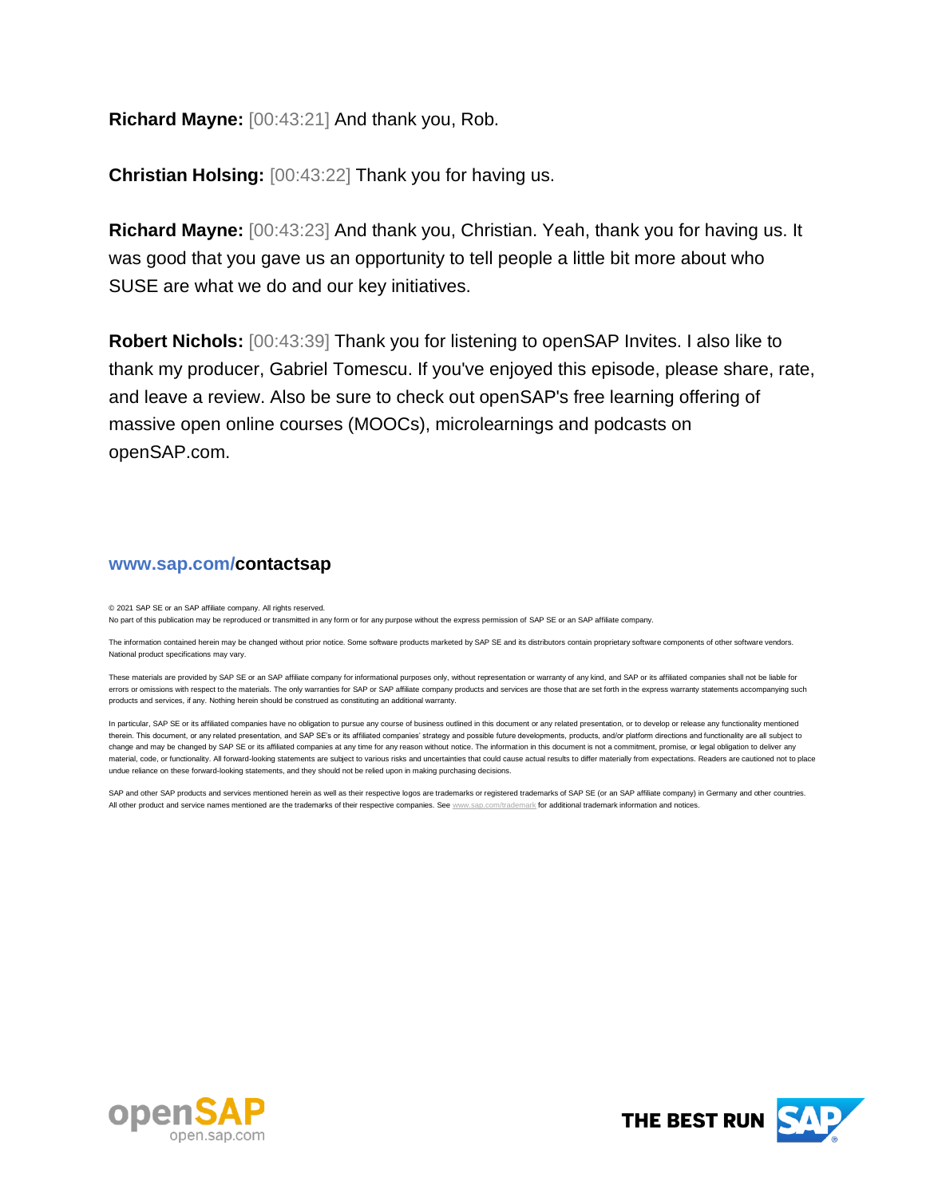**Richard Mayne:** [00:43:21] And thank you, Rob.

**Christian Holsing:** [00:43:22] Thank you for having us.

**Richard Mayne:** [00:43:23] And thank you, Christian. Yeah, thank you for having us. It was good that you gave us an opportunity to tell people a little bit more about who SUSE are what we do and our key initiatives.

**Robert Nichols:** [00:43:39] Thank you for listening to openSAP Invites. I also like to thank my producer, Gabriel Tomescu. If you've enjoyed this episode, please share, rate, and leave a review. Also be sure to check out openSAP's free learning offering of massive open online courses (MOOCs), microlearnings and podcasts on openSAP.com.

**www.sap.com/contactsap**

© 2021 SAP SE or an SAP affiliate company. All rights reserved.
No part of this publication may be reproduced or transmitted in any form or for any purpose without the express permission of SAP SE or an SAP affiliate company.

The information contained herein may be changed without prior notice. Some software products marketed by SAP SE and its distributors contain proprietary software components of other software vendors. National product specifications may vary.

These materials are provided by SAP SE or an SAP affiliate company for informational purposes only, without representation or warranty of any kind, and SAP or its affiliated companies shall not be liable for errors or omissions with respect to the materials. The only warranties for SAP or SAP affiliate company products and services are those that are set forth in the express warranty statements accompanying such products and services, if any. Nothing herein should be construed as constituting an additional warranty.

In particular, SAP SE or its affiliated companies have no obligation to pursue any course of business outlined in this document or any related presentation, or to develop or release any functionality mentioned therein. This document, or any related presentation, and SAP SE's or its affiliated companies' strategy and possible future developments, products, and/or platform directions and functionality are all subject to change and may be changed by SAP SE or its affiliated companies at any time for any reason without notice. The information in this document is not a commitment, promise, or legal obligation to deliver any material, code, or functionality. All forward-looking statements are subject to various risks and uncertainties that could cause actual results to differ materially from expectations. Readers are cautioned not to place undue reliance on these forward-looking statements, and they should not be relied upon in making purchasing decisions.

SAP and other SAP products and services mentioned herein as well as their respective logos are trademarks or registered trademarks of SAP SE (or an SAP affiliate company) in Germany and other countries. All other product and service names mentioned are the trademarks of their respective companies. See www.sap.com/trademark for additional trademark information and notices.

openSAP
open.sap.com

THE BEST RUN SAP